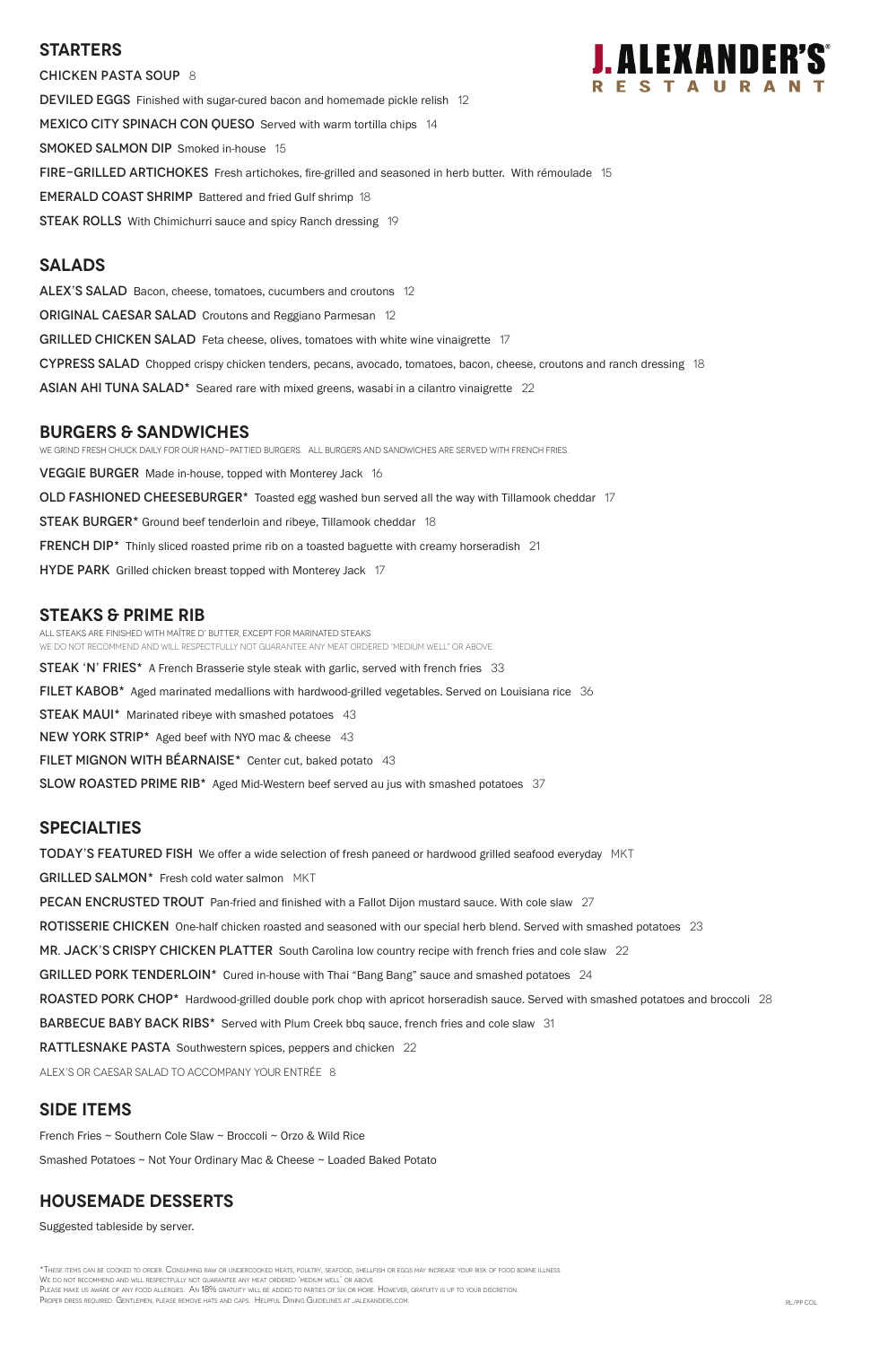# J. ALEXANDER'S RESTAURANT

## STARTERS

**CHICKEN PASTA SOUP** 8

**DEVILED EGGS** Finished with sugar-cured bacon and homemade pickle relish 12

**MEXICO CITY SPINACH CON QUESO** Served with warm tortilla chips 14

**SMOKED SALMON DIP** Smoked in-house 15

**FIRE–GRILLED ARTICHOKES** Fresh artichokes, fire-grilled and seasoned in herb butter. With rémoulade 15

**EMERALD COAST SHRIMP** Battered and fried Gulf shrimp 18

**STEAK ROLLS** With Chimichurri sauce and spicy Ranch dressing 19

## SALADS

**ALEX'S SALAD** Bacon, cheese, tomatoes, cucumbers and croutons 12

**ORIGINAL CAESAR SALAD** Croutons and Reggiano Parmesan 12

**GRILLED CHICKEN SALAD** Feta cheese, olives, tomatoes with white wine vinaigrette 17

**CYPRESS SALAD** Chopped crispy chicken tenders, pecans, avocado, tomatoes, bacon, cheese, croutons and ranch dressing 18

**ASIAN AHI TUNA SALAD*** Seared rare with mixed greens, wasabi in a cilantro vinaigrette 22

## BURGERS & SANDWICHES

WE GRIND FRESH CHUCK DAILY FOR OUR HAND–PATTIED BURGERS. ALL BURGERS AND SANDWICHES ARE SERVED WITH FRENCH FRIES.

**VEGGIE BURGER** Made in-house, topped with Monterey Jack 16

**OLD FASHIONED CHEESEBURGER*** Toasted egg washed bun served all the way with Tillamook cheddar 17

**STEAK BURGER*** Ground beef tenderloin and ribeye, Tillamook cheddar 18

**FRENCH DIP*** Thinly sliced roasted prime rib on a toasted baguette with creamy horseradish 21

**HYDE PARK** Grilled chicken breast topped with Monterey Jack 17

## STEAKS & PRIME RIB

ALL STEAKS ARE FINISHED WITH MAÎTRE D' BUTTER, EXCEPT FOR MARINATED STEAKS.
WE DO NOT RECOMMEND AND WILL RESPECTFULLY NOT GUARANTEE ANY MEAT ORDERED "MEDIUM WELL" OR ABOVE.

**STEAK 'N' FRIES*** A French Brasserie style steak with garlic, served with french fries 33

**FILET KABOB*** Aged marinated medallions with hardwood-grilled vegetables. Served on Louisiana rice 36

**STEAK MAUI*** Marinated ribeye with smashed potatoes 43

**NEW YORK STRIP*** Aged beef with NYO mac & cheese 43

**FILET MIGNON WITH BÉARNAISE*** Center cut, baked potato 43

**SLOW ROASTED PRIME RIB*** Aged Mid-Western beef served au jus with smashed potatoes 37

## SPECIALTIES

**TODAY'S FEATURED FISH** We offer a wide selection of fresh paneed or hardwood grilled seafood everyday MKT

**GRILLED SALMON*** Fresh cold water salmon MKT

**PECAN ENCRUSTED TROUT** Pan-fried and finished with a Fallot Dijon mustard sauce. With cole slaw 27

**ROTISSERIE CHICKEN** One-half chicken roasted and seasoned with our special herb blend. Served with smashed potatoes 23

**MR. JACK'S CRISPY CHICKEN PLATTER** South Carolina low country recipe with french fries and cole slaw 22

**GRILLED PORK TENDERLOIN*** Cured in-house with Thai "Bang Bang" sauce and smashed potatoes 24

**ROASTED PORK CHOP*** Hardwood-grilled double pork chop with apricot horseradish sauce. Served with smashed potatoes and broccoli 28

**BARBECUE BABY BACK RIBS*** Served with Plum Creek bbq sauce, french fries and cole slaw 31

**RATTLESNAKE PASTA** Southwestern spices, peppers and chicken 22

ALEX'S OR CAESAR SALAD TO ACCOMPANY YOUR ENTRÉE 8

## SIDE ITEMS

French Fries ~ Southern Cole Slaw ~ Broccoli ~ Orzo & Wild Rice

Smashed Potatoes ~ Not Your Ordinary Mac & Cheese ~ Loaded Baked Potato

## HOUSEMADE DESSERTS

Suggested tableside by server.

*These items can be cooked to order. Consuming raw or undercooked meats, poultry, seafood, shellfish or eggs may increase your risk of food borne illness.
We do not recommend and will respectfully not guarantee any meat ordered 'medium well' or above.
Please make us aware of any food allergies. An 18% gratuity will be added to parties of six or more. However, gratuity is up to your discretion.
Proper dress required. Gentlemen, please remove hats and caps. Helpful Dining Guidelines at jalexanders.com.

RL/PP COL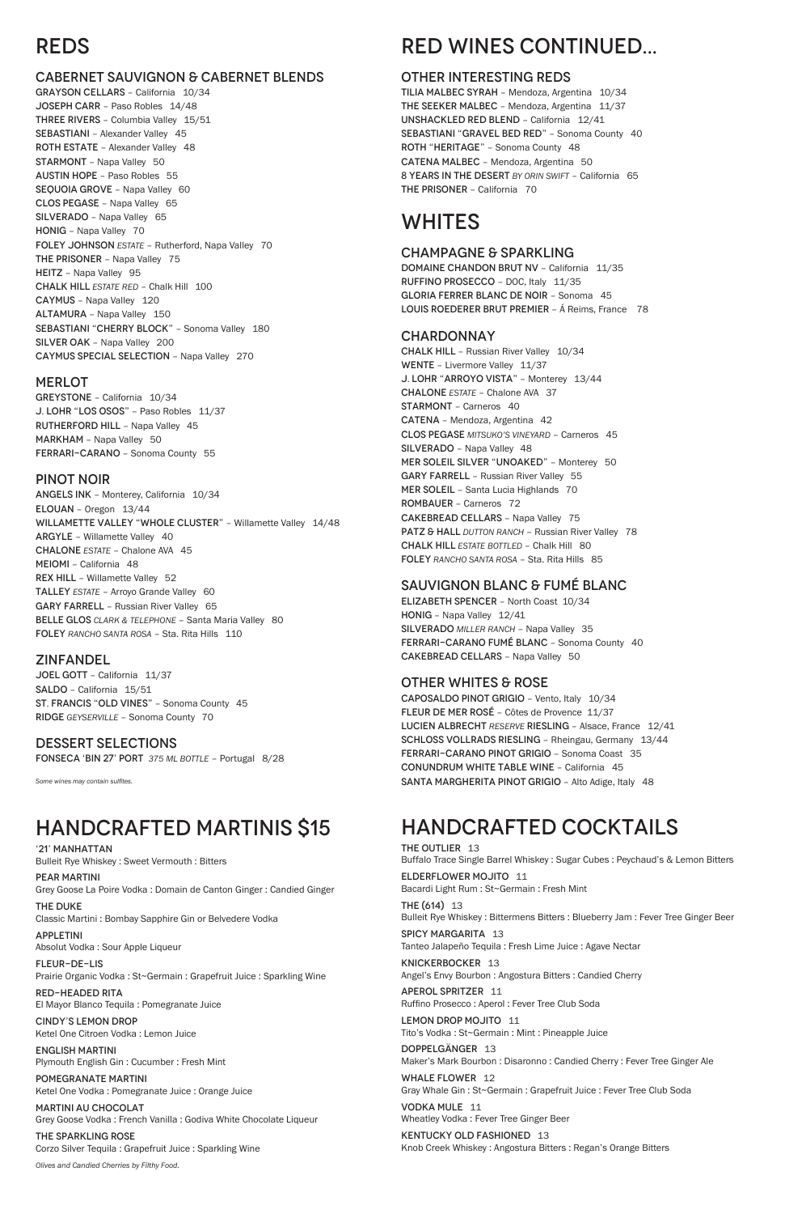# REDS

## CABERNET SAUVIGNON & CABERNET BLENDS

GRAYSON CELLARS – California 10/34
JOSEPH CARR – Paso Robles 14/48
THREE RIVERS – Columbia Valley 15/51
SEBASTIANI – Alexander Valley 45
ROTH ESTATE – Alexander Valley 48
STARMONT – Napa Valley 50
AUSTIN HOPE – Paso Robles 55
SEQUOIA GROVE – Napa Valley 60
CLOS PEGASE – Napa Valley 65
SILVERADO – Napa Valley 65
HONIG – Napa Valley 70
FOLEY JOHNSON *ESTATE* – Rutherford, Napa Valley 70
THE PRISONER – Napa Valley 75
HEITZ – Napa Valley 95
CHALK HILL *ESTATE RED* – Chalk Hill 100
CAYMUS – Napa Valley 120
ALTAMURA – Napa Valley 150
SEBASTIANI "CHERRY BLOCK" – Sonoma Valley 180
SILVER OAK – Napa Valley 200
CAYMUS SPECIAL SELECTION – Napa Valley 270

## MERLOT

GREYSTONE – California 10/34
J. LOHR "LOS OSOS" – Paso Robles 11/37
RUTHERFORD HILL – Napa Valley 45
MARKHAM – Napa Valley 50
FERRARI-CARANO – Sonoma County 55

## PINOT NOIR

ANGELS INK – Monterey, California 10/34
ELOUAN – Oregon 13/44
WILLAMETTE VALLEY "WHOLE CLUSTER" – Willamette Valley 14/48
ARGYLE – Willamette Valley 40
CHALONE *ESTATE* – Chalone AVA 45
MEIOMI – California 48
REX HILL – Willamette Valley 52
TALLEY *ESTATE* – Arroyo Grande Valley 60
GARY FARRELL – Russian River Valley 65
BELLE GLOS *CLARK & TELEPHONE* – Santa Maria Valley 80
FOLEY *RANCHO SANTA ROSA* – Sta. Rita Hills 110

## ZINFANDEL

JOEL GOTT – California 11/37
SALDO – California 15/51
ST. FRANCIS "OLD VINES" – Sonoma County 45
RIDGE *GEYSERVILLE* – Sonoma County 70

## DESSERT SELECTIONS

FONSECA 'BIN 27' PORT *375 ML BOTTLE* – Portugal 8/28

*Some wines may contain sulfites.*

# RED WINES CONTINUED...

## OTHER INTERESTING REDS

TILIA MALBEC SYRAH – Mendoza, Argentina 10/34
THE SEEKER MALBEC – Mendoza, Argentina 11/37
UNSHACKLED RED BLEND – California 12/41
SEBASTIANI "GRAVEL BED RED" – Sonoma County 40
ROTH "HERITAGE" – Sonoma County 48
CATENA MALBEC – Mendoza, Argentina 50
8 YEARS IN THE DESERT *BY ORIN SWIFT* – California 65
THE PRISONER – California 70

# WHITES

## CHAMPAGNE & SPARKLING

DOMAINE CHANDON BRUT NV – California 11/35
RUFFINO PROSECCO – DOC, Italy 11/35
GLORIA FERRER BLANC DE NOIR – Sonoma 45
LOUIS ROEDERER BRUT PREMIER – Á Reims, France 78

## CHARDONNAY

CHALK HILL – Russian River Valley 10/34
WENTE – Livermore Valley 11/37
J. LOHR "ARROYO VISTA" – Monterey 13/44
CHALONE *ESTATE* – Chalone AVA 37
STARMONT – Carneros 40
CATENA – Mendoza, Argentina 42
CLOS PEGASE *MITSUKO'S VINEYARD* – Carneros 45
SILVERADO – Napa Valley 48
MER SOLEIL SILVER "UNOAKED" – Monterey 50
GARY FARRELL – Russian River Valley 55
MER SOLEIL – Santa Lucia Highlands 70
ROMBAUER – Carneros 72
CAKEBREAD CELLARS – Napa Valley 75
PATZ & HALL *DUTTON RANCH* – Russian River Valley 78
CHALK HILL *ESTATE BOTTLED* – Chalk Hill 80
FOLEY *RANCHO SANTA ROSA* – Sta. Rita Hills 85

## SAUVIGNON BLANC & FUMÉ BLANC

ELIZABETH SPENCER – North Coast 10/34
HONIG – Napa Valley 12/41
SILVERADO *MILLER RANCH* – Napa Valley 35
FERRARI-CARANO FUMÉ BLANC – Sonoma County 40
CAKEBREAD CELLARS – Napa Valley 50

## OTHER WHITES & ROSE

CAPOSALDO PINOT GRIGIO – Vento, Italy 10/34
FLEUR DE MER ROSÉ – Côtes de Provence 11/37
LUCIEN ALBRECHT *RESERVE* RIESLING – Alsace, France 12/41
SCHLOSS VOLLRADS RIESLING – Rheingau, Germany 13/44
FERRARI-CARANO PINOT GRIGIO – Sonoma Coast 35
CONUNDRUM WHITE TABLE WINE – California 45
SANTA MARGHERITA PINOT GRIGIO – Alto Adige, Italy 48

# HANDCRAFTED MARTINIS $15

'21' MANHATTAN
Bulleit Rye Whiskey : Sweet Vermouth : Bitters

PEAR MARTINI
Grey Goose La Poire Vodka : Domain de Canton Ginger : Candied Ginger

THE DUKE
Classic Martini : Bombay Sapphire Gin or Belvedere Vodka

APPLETINI
Absolut Vodka : Sour Apple Liqueur

FLEUR-DE-LIS
Prairie Organic Vodka : St~Germain : Grapefruit Juice : Sparkling Wine

RED-HEADED RITA
El Mayor Blanco Tequila : Pomegranate Juice

CINDY'S LEMON DROP
Ketel One Citroen Vodka : Lemon Juice

ENGLISH MARTINI
Plymouth English Gin : Cucumber : Fresh Mint

POMEGRANATE MARTINI
Ketel One Vodka : Pomegranate Juice : Orange Juice

MARTINI AU CHOCOLAT
Grey Goose Vodka : French Vanilla : Godiva White Chocolate Liqueur

THE SPARKLING ROSE
Corzo Silver Tequila : Grapefruit Juice : Sparkling Wine

*Olives and Candied Cherries by Filthy Food.*

# HANDCRAFTED COCKTAILS

THE OUTLIER 13
Buffalo Trace Single Barrel Whiskey : Sugar Cubes : Peychaud's & Lemon Bitters

ELDERFLOWER MOJITO 11
Bacardi Light Rum : St~Germain : Fresh Mint

THE (614) 13
Bulleit Rye Whiskey : Bittermens Bitters : Blueberry Jam : Fever Tree Ginger Beer

SPICY MARGARITA 13
Tanteo Jalapeño Tequila : Fresh Lime Juice : Agave Nectar

KNICKERBOCKER 13
Angel's Envy Bourbon : Angostura Bitters : Candied Cherry

APEROL SPRITZER 11
Ruffino Prosecco : Aperol : Fever Tree Club Soda

LEMON DROP MOJITO 11
Tito's Vodka : St~Germain : Mint : Pineapple Juice

DOPPELGÄNGER 13
Maker's Mark Bourbon : Disaronno : Candied Cherry : Fever Tree Ginger Ale

WHALE FLOWER 12
Gray Whale Gin : St~Germain : Grapefruit Juice : Fever Tree Club Soda

VODKA MULE 11
Wheatley Vodka : Fever Tree Ginger Beer

KENTUCKY OLD FASHIONED 13
Knob Creek Whiskey : Angostura Bitters : Regan's Orange Bitters